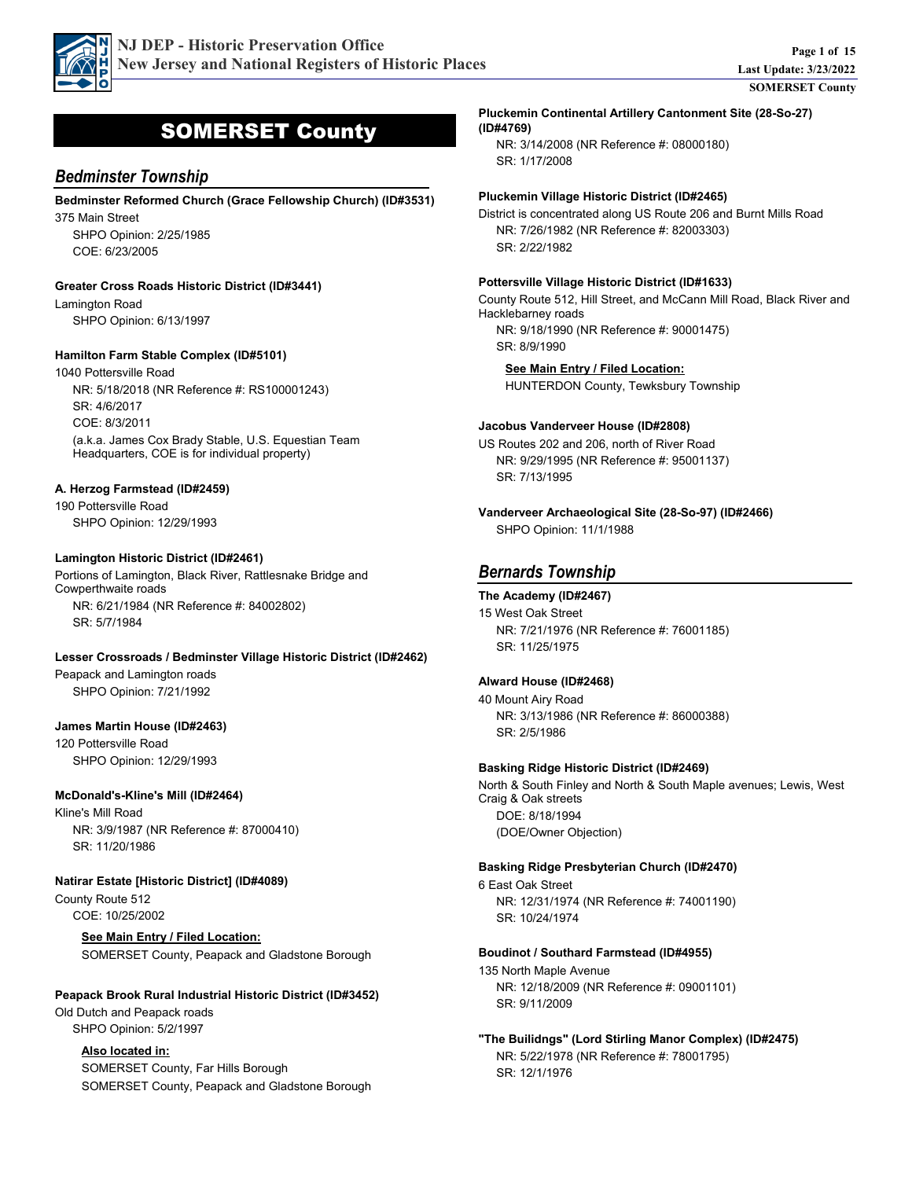# SOMERSET County

## Bedminster Township

**Bedminster Reformed Church (Grace Fellowship Church) (ID#3531)**

375 Main Street

SHPO Opinion: 2/25/1985

COE: 6/23/2005

**Greater Cross Roads Historic District (ID#3441)**

Lamington Road

SHPO Opinion: 6/13/1997

**Hamilton Farm Stable Complex (ID#5101)**

1040 Pottersville Road

NR: 5/18/2018 (NR Reference #: RS100001243)

SR: 4/6/2017

COE: 8/3/2011

(a.k.a. James Cox Brady Stable, U.S. Equestian Team Headquarters, COE is for individual property)

**A. Herzog Farmstead (ID#2459)**

190 Pottersville Road

SHPO Opinion: 12/29/1993

**Lamington Historic District (ID#2461)**

Portions of Lamington, Black River, Rattlesnake Bridge and Cowperthwaite roads

NR: 6/21/1984 (NR Reference #: 84002802)

SR: 5/7/1984

**Lesser Crossroads / Bedminster Village Historic District (ID#2462)**

Peapack and Lamington roads

SHPO Opinion: 7/21/1992

**James Martin House (ID#2463)**

120 Pottersville Road

SHPO Opinion: 12/29/1993

**McDonald's-Kline's Mill (ID#2464)**

Kline's Mill Road

NR: 3/9/1987 (NR Reference #: 87000410)

SR: 11/20/1986

**Natirar Estate [Historic District] (ID#4089)**

County Route 512

COE: 10/25/2002

**See Main Entry / Filed Location:**

SOMERSET County, Peapack and Gladstone Borough

**Peapack Brook Rural Industrial Historic District (ID#3452)**

Old Dutch and Peapack roads

SHPO Opinion: 5/2/1997

**Also located in:**

SOMERSET County, Far Hills Borough

SOMERSET County, Peapack and Gladstone Borough

**Pluckemin Continental Artillery Cantonment Site (28-So-27) (ID#4769)**

NR: 3/14/2008 (NR Reference #: 08000180)

SR: 1/17/2008

**Pluckemin Village Historic District (ID#2465)**

District is concentrated along US Route 206 and Burnt Mills Road

NR: 7/26/1982 (NR Reference #: 82003303)

SR: 2/22/1982

**Pottersville Village Historic District (ID#1633)**

County Route 512, Hill Street, and McCann Mill Road, Black River and Hacklebarney roads

NR: 9/18/1990 (NR Reference #: 90001475)

SR: 8/9/1990

**See Main Entry / Filed Location:**

HUNTERDON County, Tewksbury Township

**Jacobus Vanderveer House (ID#2808)**

US Routes 202 and 206, north of River Road

NR: 9/29/1995 (NR Reference #: 95001137)

SR: 7/13/1995

**Vanderveer Archaeological Site (28-So-97) (ID#2466)**

SHPO Opinion: 11/1/1988

## Bernards Township

**The Academy (ID#2467)**

15 West Oak Street

NR: 7/21/1976 (NR Reference #: 76001185)

SR: 11/25/1975

**Alward House (ID#2468)**

40 Mount Airy Road

NR: 3/13/1986 (NR Reference #: 86000388)

SR: 2/5/1986

**Basking Ridge Historic District (ID#2469)**

North & South Finley and North & South Maple avenues; Lewis, West Craig & Oak streets

DOE: 8/18/1994

(DOE/Owner Objection)

**Basking Ridge Presbyterian Church (ID#2470)**

6 East Oak Street

NR: 12/31/1974 (NR Reference #: 74001190)

SR: 10/24/1974

**Boudinot / Southard Farmstead (ID#4955)**

135 North Maple Avenue

NR: 12/18/2009 (NR Reference #: 09001101)

SR: 9/11/2009

**"The Builidngs" (Lord Stirling Manor Complex) (ID#2475)**

NR: 5/22/1978 (NR Reference #: 78001795)

SR: 12/1/1976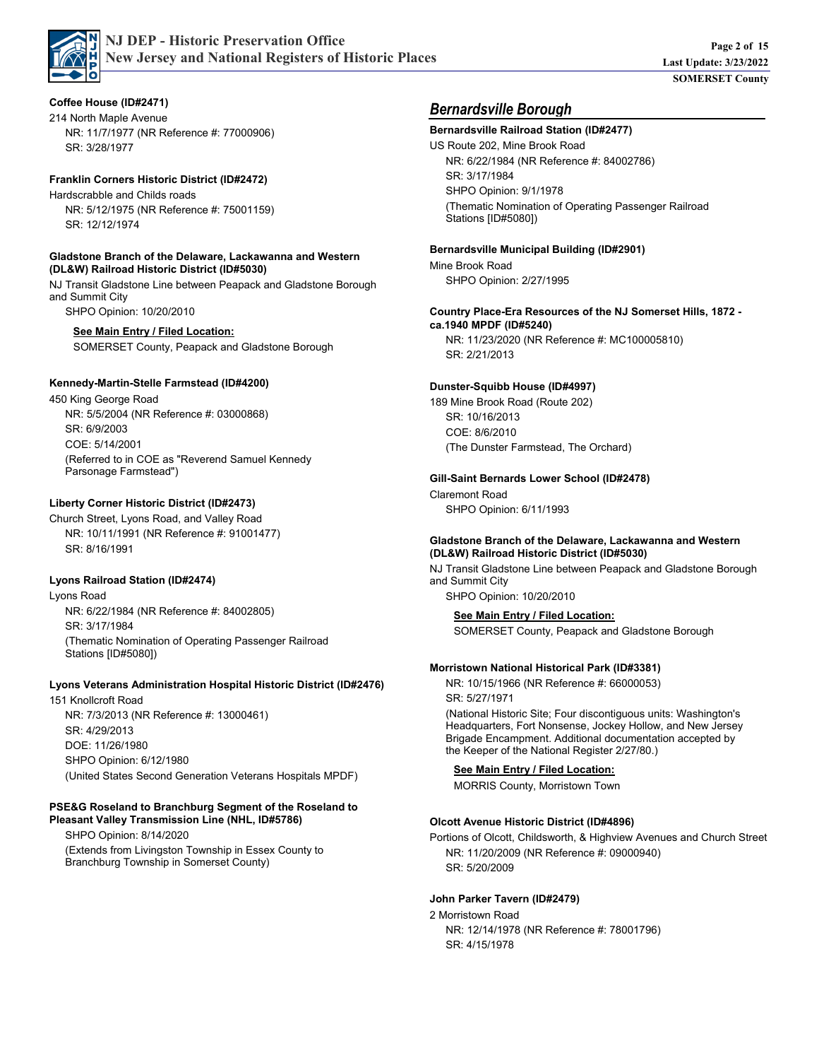**Coffee House (ID#2471)**

214 North Maple Avenue

NR: 11/7/1977 (NR Reference #: 77000906)
SR: 3/28/1977

**Franklin Corners Historic District (ID#2472)**

Hardscrabble and Childs roads

NR: 5/12/1975 (NR Reference #: 75001159)
SR: 12/12/1974

**Gladstone Branch of the Delaware, Lackawanna and Western (DL&W) Railroad Historic District (ID#5030)**

NJ Transit Gladstone Line between Peapack and Gladstone Borough and Summit City

SHPO Opinion: 10/20/2010

**See Main Entry / Filed Location:**
SOMERSET County, Peapack and Gladstone Borough

**Kennedy-Martin-Stelle Farmstead (ID#4200)**

450 King George Road

NR: 5/5/2004 (NR Reference #: 03000868)
SR: 6/9/2003
COE: 5/14/2001
(Referred to in COE as "Reverend Samuel Kennedy Parsonage Farmstead")

**Liberty Corner Historic District (ID#2473)**

Church Street, Lyons Road, and Valley Road

NR: 10/11/1991 (NR Reference #: 91001477)
SR: 8/16/1991

**Lyons Railroad Station (ID#2474)**

Lyons Road

NR: 6/22/1984 (NR Reference #: 84002805)
SR: 3/17/1984
(Thematic Nomination of Operating Passenger Railroad Stations [ID#5080])

**Lyons Veterans Administration Hospital Historic District (ID#2476)**

151 Knollcroft Road

NR: 7/3/2013 (NR Reference #: 13000461)
SR: 4/29/2013
DOE: 11/26/1980
SHPO Opinion: 6/12/1980
(United States Second Generation Veterans Hospitals MPDF)

**PSE&G Roseland to Branchburg Segment of the Roseland to Pleasant Valley Transmission Line (NHL, ID#5786)**

SHPO Opinion: 8/14/2020
(Extends from Livingston Township in Essex County to Branchburg Township in Somerset County)

## *Bernardsville Borough*

**Bernardsville Railroad Station (ID#2477)**

US Route 202, Mine Brook Road

NR: 6/22/1984 (NR Reference #: 84002786)
SR: 3/17/1984
SHPO Opinion: 9/1/1978
(Thematic Nomination of Operating Passenger Railroad Stations [ID#5080])

**Bernardsville Municipal Building (ID#2901)**

Mine Brook Road

SHPO Opinion: 2/27/1995

**Country Place-Era Resources of the NJ Somerset Hills, 1872 - ca.1940 MPDF (ID#5240)**

NR: 11/23/2020 (NR Reference #: MC100005810)
SR: 2/21/2013

**Dunster-Squibb House (ID#4997)**

189 Mine Brook Road (Route 202)

SR: 10/16/2013
COE: 8/6/2010
(The Dunster Farmstead, The Orchard)

**Gill-Saint Bernards Lower School (ID#2478)**

Claremont Road

SHPO Opinion: 6/11/1993

**Gladstone Branch of the Delaware, Lackawanna and Western (DL&W) Railroad Historic District (ID#5030)**

NJ Transit Gladstone Line between Peapack and Gladstone Borough and Summit City

SHPO Opinion: 10/20/2010

**See Main Entry / Filed Location:**
SOMERSET County, Peapack and Gladstone Borough

**Morristown National Historical Park (ID#3381)**

NR: 10/15/1966 (NR Reference #: 66000053)
SR: 5/27/1971
(National Historic Site; Four discontiguous units: Washington's Headquarters, Fort Nonsense, Jockey Hollow, and New Jersey Brigade Encampment. Additional documentation accepted by the Keeper of the National Register 2/27/80.)

**See Main Entry / Filed Location:**
MORRIS County, Morristown Town

**Olcott Avenue Historic District (ID#4896)**

Portions of Olcott, Childsworth, & Highview Avenues and Church Street

NR: 11/20/2009 (NR Reference #: 09000940)
SR: 5/20/2009

**John Parker Tavern (ID#2479)**

2 Morristown Road

NR: 12/14/1978 (NR Reference #: 78001796)
SR: 4/15/1978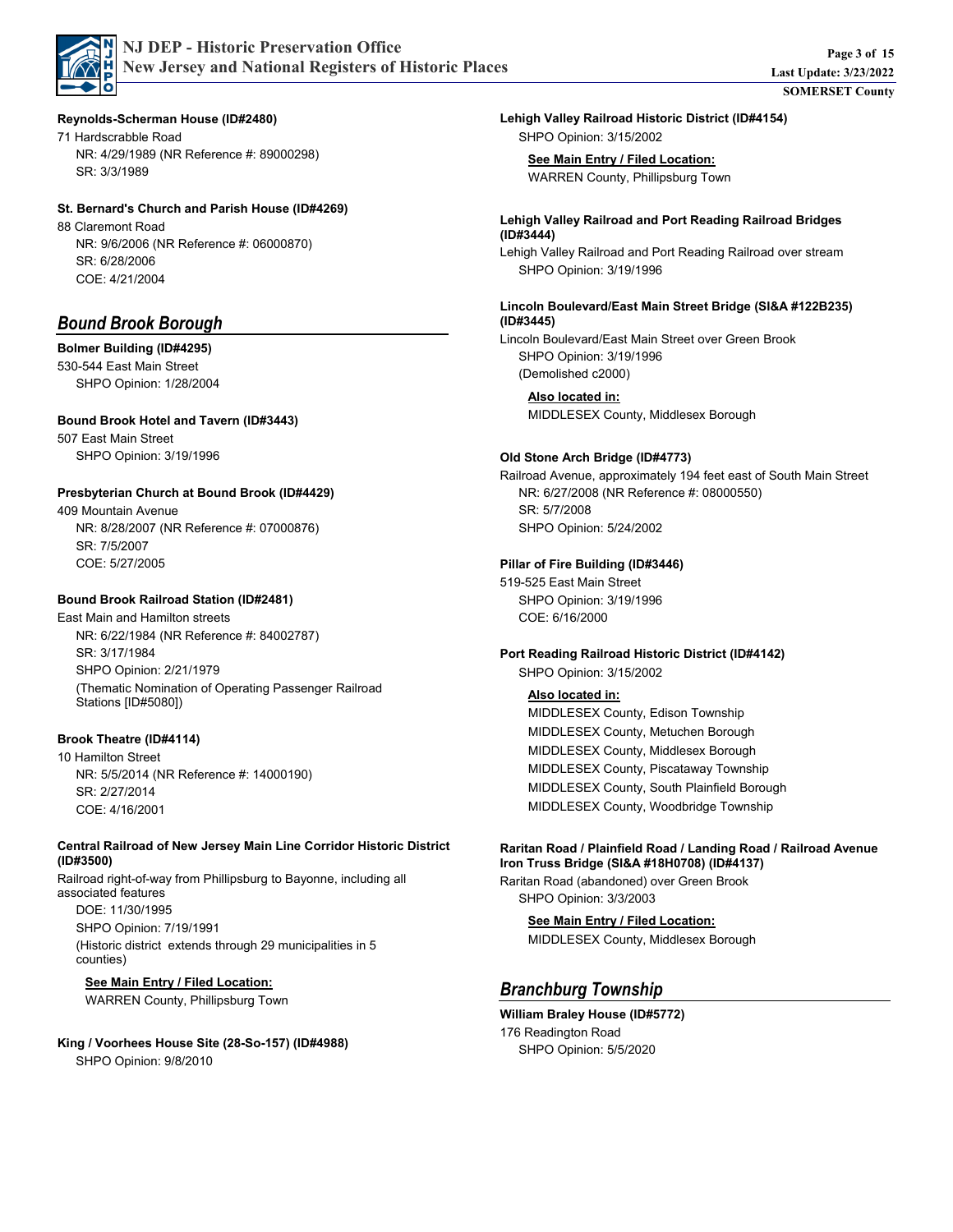**Reynolds-Scherman House (ID#2480)**

71 Hardscrabble Road

NR: 4/29/1989 (NR Reference #: 89000298)
SR: 3/3/1989

**St. Bernard's Church and Parish House (ID#4269)**

88 Claremont Road

NR: 9/6/2006 (NR Reference #: 06000870)
SR: 6/28/2006
COE: 4/21/2004

## *Bound Brook Borough*

**Bolmer Building (ID#4295)**

530-544 East Main Street

SHPO Opinion: 1/28/2004

**Bound Brook Hotel and Tavern (ID#3443)**

507 East Main Street

SHPO Opinion: 3/19/1996

**Presbyterian Church at Bound Brook (ID#4429)**

409 Mountain Avenue

NR: 8/28/2007 (NR Reference #: 07000876)
SR: 7/5/2007
COE: 5/27/2005

**Bound Brook Railroad Station (ID#2481)**

East Main and Hamilton streets

NR: 6/22/1984 (NR Reference #: 84002787)
SR: 3/17/1984
SHPO Opinion: 2/21/1979
(Thematic Nomination of Operating Passenger Railroad Stations [ID#5080])

**Brook Theatre (ID#4114)**

10 Hamilton Street

NR: 5/5/2014 (NR Reference #: 14000190)
SR: 2/27/2014
COE: 4/16/2001

**Central Railroad of New Jersey Main Line Corridor Historic District (ID#3500)**

Railroad right-of-way from Phillipsburg to Bayonne, including all associated features

DOE: 11/30/1995
SHPO Opinion: 7/19/1991
(Historic district extends through 29 municipalities in 5 counties)

**See Main Entry / Filed Location:**
WARREN County, Phillipsburg Town

**King / Voorhees House Site (28-So-157) (ID#4988)**

SHPO Opinion: 9/8/2010

**Lehigh Valley Railroad Historic District (ID#4154)**

SHPO Opinion: 3/15/2002

**See Main Entry / Filed Location:**
WARREN County, Phillipsburg Town

**Lehigh Valley Railroad and Port Reading Railroad Bridges (ID#3444)**

Lehigh Valley Railroad and Port Reading Railroad over stream

SHPO Opinion: 3/19/1996

**Lincoln Boulevard/East Main Street Bridge (SI&A #122B235) (ID#3445)**

Lincoln Boulevard/East Main Street over Green Brook

SHPO Opinion: 3/19/1996
(Demolished c2000)

**Also located in:**
MIDDLESEX County, Middlesex Borough

**Old Stone Arch Bridge (ID#4773)**

Railroad Avenue, approximately 194 feet east of South Main Street

NR: 6/27/2008 (NR Reference #: 08000550)
SR: 5/7/2008
SHPO Opinion: 5/24/2002

**Pillar of Fire Building (ID#3446)**

519-525 East Main Street

SHPO Opinion: 3/19/1996
COE: 6/16/2000

**Port Reading Railroad Historic District (ID#4142)**

SHPO Opinion: 3/15/2002

**Also located in:**
MIDDLESEX County, Edison Township
MIDDLESEX County, Metuchen Borough
MIDDLESEX County, Middlesex Borough
MIDDLESEX County, Piscataway Township
MIDDLESEX County, South Plainfield Borough
MIDDLESEX County, Woodbridge Township

**Raritan Road / Plainfield Road / Landing Road / Railroad Avenue Iron Truss Bridge (SI&A #18H0708) (ID#4137)**

Raritan Road (abandoned) over Green Brook

SHPO Opinion: 3/3/2003

**See Main Entry / Filed Location:**
MIDDLESEX County, Middlesex Borough

## *Branchburg Township*

**William Braley House (ID#5772)**

176 Readington Road

SHPO Opinion: 5/5/2020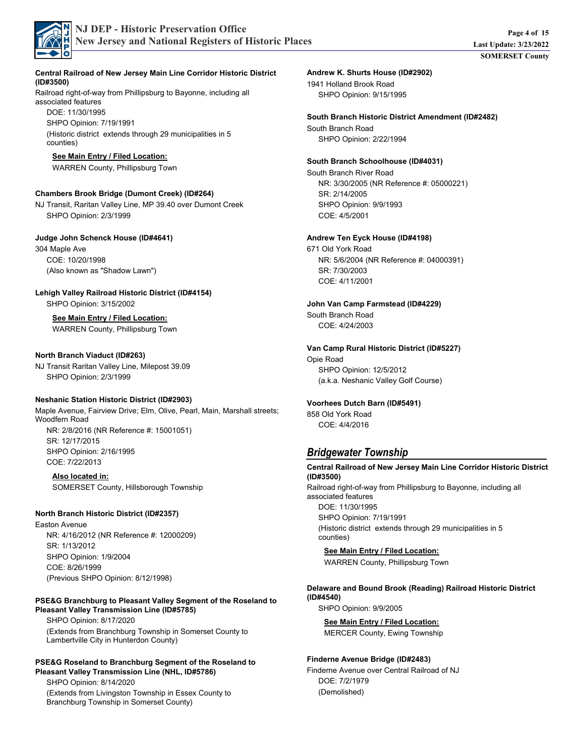**Central Railroad of New Jersey Main Line Corridor Historic District (ID#3500)**

Railroad right-of-way from Phillipsburg to Bayonne, including all associated features

DOE: 11/30/1995
SHPO Opinion: 7/19/1991
(Historic district extends through 29 municipalities in 5 counties)

**See Main Entry / Filed Location:**
WARREN County, Phillipsburg Town

**Chambers Brook Bridge (Dumont Creek) (ID#264)**

NJ Transit, Raritan Valley Line, MP 39.40 over Dumont Creek
SHPO Opinion: 2/3/1999

**Judge John Schenck House (ID#4641)**

304 Maple Ave
COE: 10/20/1998
(Also known as "Shadow Lawn")

**Lehigh Valley Railroad Historic District (ID#4154)**

SHPO Opinion: 3/15/2002

**See Main Entry / Filed Location:**
WARREN County, Phillipsburg Town

**North Branch Viaduct (ID#263)**

NJ Transit Raritan Valley Line, Milepost 39.09
SHPO Opinion: 2/3/1999

**Neshanic Station Historic District (ID#2903)**

Maple Avenue, Fairview Drive; Elm, Olive, Pearl, Main, Marshall streets; Woodfern Road
NR: 2/8/2016 (NR Reference #: 15001051)
SR: 12/17/2015
SHPO Opinion: 2/16/1995
COE: 7/22/2013

**Also located in:**
SOMERSET County, Hillsborough Township

**North Branch Historic District (ID#2357)**

Easton Avenue
NR: 4/16/2012 (NR Reference #: 12000209)
SR: 1/13/2012
SHPO Opinion: 1/9/2004
COE: 8/26/1999
(Previous SHPO Opinion: 8/12/1998)

**PSE&G Branchburg to Pleasant Valley Segment of the Roseland to Pleasant Valley Transmission Line (ID#5785)**

SHPO Opinion: 8/17/2020
(Extends from Branchburg Township in Somerset County to Lambertville City in Hunterdon County)

**PSE&G Roseland to Branchburg Segment of the Roseland to Pleasant Valley Transmission Line (NHL, ID#5786)**

SHPO Opinion: 8/14/2020
(Extends from Livingston Township in Essex County to Branchburg Township in Somerset County)

**Andrew K. Shurts House (ID#2902)**

1941 Holland Brook Road
SHPO Opinion: 9/15/1995

**South Branch Historic District Amendment (ID#2482)**

South Branch Road
SHPO Opinion: 2/22/1994

**South Branch Schoolhouse (ID#4031)**

South Branch River Road
NR: 3/30/2005 (NR Reference #: 05000221)
SR: 2/14/2005
SHPO Opinion: 9/9/1993
COE: 4/5/2001

**Andrew Ten Eyck House (ID#4198)**

671 Old York Road
NR: 5/6/2004 (NR Reference #: 04000391)
SR: 7/30/2003
COE: 4/11/2001

**John Van Camp Farmstead (ID#4229)**

South Branch Road
COE: 4/24/2003

**Van Camp Rural Historic District (ID#5227)**

Opie Road
SHPO Opinion: 12/5/2012
(a.k.a. Neshanic Valley Golf Course)

**Voorhees Dutch Barn (ID#5491)**

858 Old York Road
COE: 4/4/2016

## *Bridgewater Township*

**Central Railroad of New Jersey Main Line Corridor Historic District (ID#3500)**

Railroad right-of-way from Phillipsburg to Bayonne, including all associated features
DOE: 11/30/1995
SHPO Opinion: 7/19/1991
(Historic district extends through 29 municipalities in 5 counties)

**See Main Entry / Filed Location:**
WARREN County, Phillipsburg Town

**Delaware and Bound Brook (Reading) Railroad Historic District (ID#4540)**

SHPO Opinion: 9/9/2005

**See Main Entry / Filed Location:**
MERCER County, Ewing Township

**Finderne Avenue Bridge (ID#2483)**

Finderne Avenue over Central Railroad of NJ
DOE: 7/2/1979
(Demolished)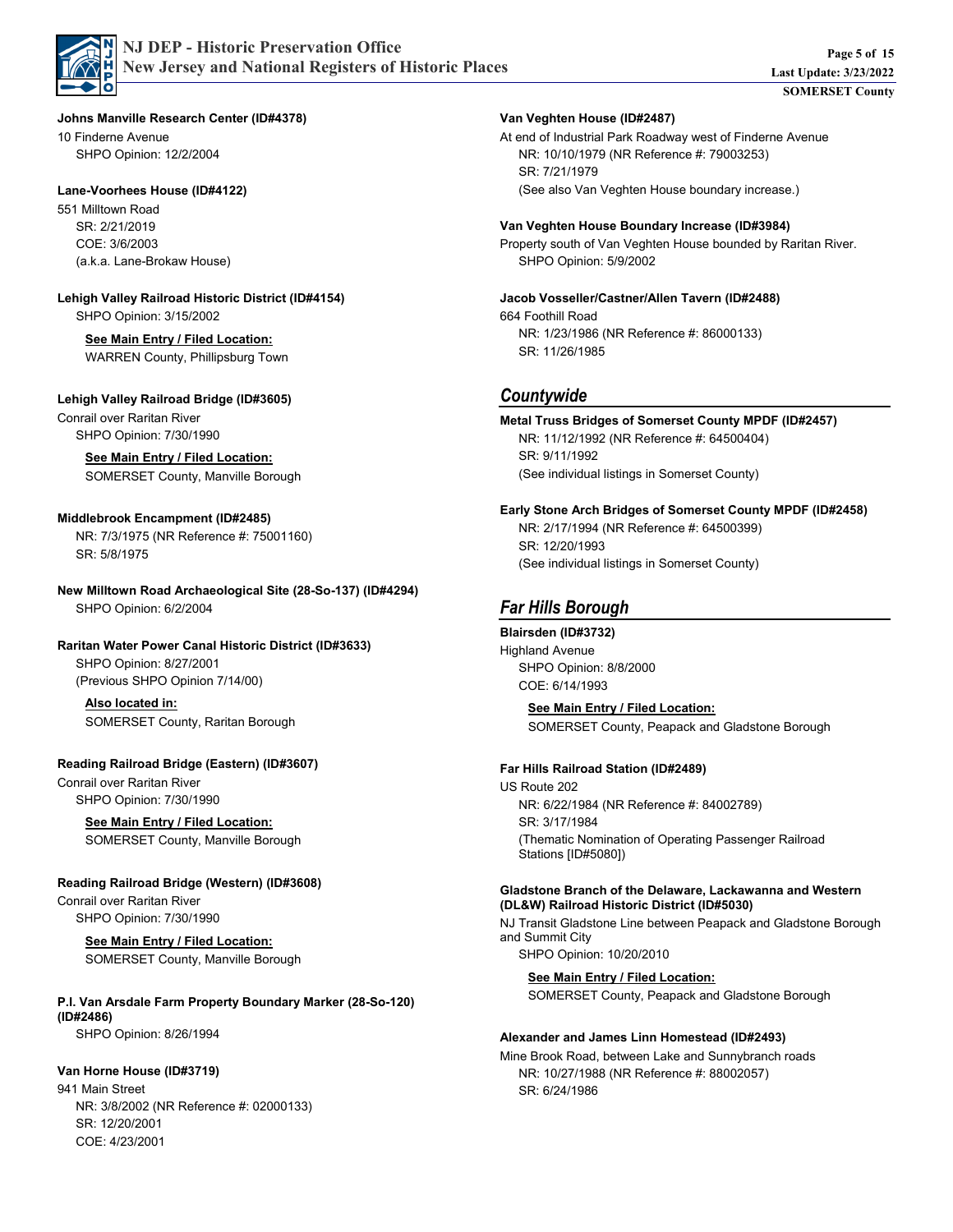**Johns Manville Research Center (ID#4378)**
10 Finderne Avenue
SHPO Opinion: 12/2/2004

**Lane-Voorhees House (ID#4122)**
551 Milltown Road
SR: 2/21/2019
COE: 3/6/2003
(a.k.a. Lane-Brokaw House)

**Lehigh Valley Railroad Historic District (ID#4154)**
SHPO Opinion: 3/15/2002

**See Main Entry / Filed Location:**
WARREN County, Phillipsburg Town

**Lehigh Valley Railroad Bridge (ID#3605)**
Conrail over Raritan River
SHPO Opinion: 7/30/1990

**See Main Entry / Filed Location:**
SOMERSET County, Manville Borough

**Middlebrook Encampment (ID#2485)**
NR: 7/3/1975 (NR Reference #: 75001160)
SR: 5/8/1975

**New Milltown Road Archaeological Site (28-So-137) (ID#4294)**
SHPO Opinion: 6/2/2004

**Raritan Water Power Canal Historic District (ID#3633)**
SHPO Opinion: 8/27/2001
(Previous SHPO Opinion 7/14/00)

**Also located in:**
SOMERSET County, Raritan Borough

**Reading Railroad Bridge (Eastern) (ID#3607)**
Conrail over Raritan River
SHPO Opinion: 7/30/1990

**See Main Entry / Filed Location:**
SOMERSET County, Manville Borough

**Reading Railroad Bridge (Western) (ID#3608)**
Conrail over Raritan River
SHPO Opinion: 7/30/1990

**See Main Entry / Filed Location:**
SOMERSET County, Manville Borough

**P.I. Van Arsdale Farm Property Boundary Marker (28-So-120) (ID#2486)**
SHPO Opinion: 8/26/1994

**Van Horne House (ID#3719)**
941 Main Street
NR: 3/8/2002 (NR Reference #: 02000133)
SR: 12/20/2001
COE: 4/23/2001

**Van Veghten House (ID#2487)**
At end of Industrial Park Roadway west of Finderne Avenue
NR: 10/10/1979 (NR Reference #: 79003253)
SR: 7/21/1979
(See also Van Veghten House boundary increase.)

**Van Veghten House Boundary Increase (ID#3984)**
Property south of Van Veghten House bounded by Raritan River.
SHPO Opinion: 5/9/2002

**Jacob Vosseller/Castner/Allen Tavern (ID#2488)**
664 Foothill Road
NR: 1/23/1986 (NR Reference #: 86000133)
SR: 11/26/1985

## *Countywide*

**Metal Truss Bridges of Somerset County MPDF (ID#2457)**
NR: 11/12/1992 (NR Reference #: 64500404)
SR: 9/11/1992
(See individual listings in Somerset County)

**Early Stone Arch Bridges of Somerset County MPDF (ID#2458)**
NR: 2/17/1994 (NR Reference #: 64500399)
SR: 12/20/1993
(See individual listings in Somerset County)

## *Far Hills Borough*

**Blairsden (ID#3732)**
Highland Avenue
SHPO Opinion: 8/8/2000
COE: 6/14/1993

**See Main Entry / Filed Location:**
SOMERSET County, Peapack and Gladstone Borough

**Far Hills Railroad Station (ID#2489)**
US Route 202
NR: 6/22/1984 (NR Reference #: 84002789)
SR: 3/17/1984
(Thematic Nomination of Operating Passenger Railroad Stations [ID#5080])

**Gladstone Branch of the Delaware, Lackawanna and Western (DL&W) Railroad Historic District (ID#5030)**
NJ Transit Gladstone Line between Peapack and Gladstone Borough and Summit City
SHPO Opinion: 10/20/2010

**See Main Entry / Filed Location:**
SOMERSET County, Peapack and Gladstone Borough

**Alexander and James Linn Homestead (ID#2493)**
Mine Brook Road, between Lake and Sunnybranch roads
NR: 10/27/1988 (NR Reference #: 88002057)
SR: 6/24/1986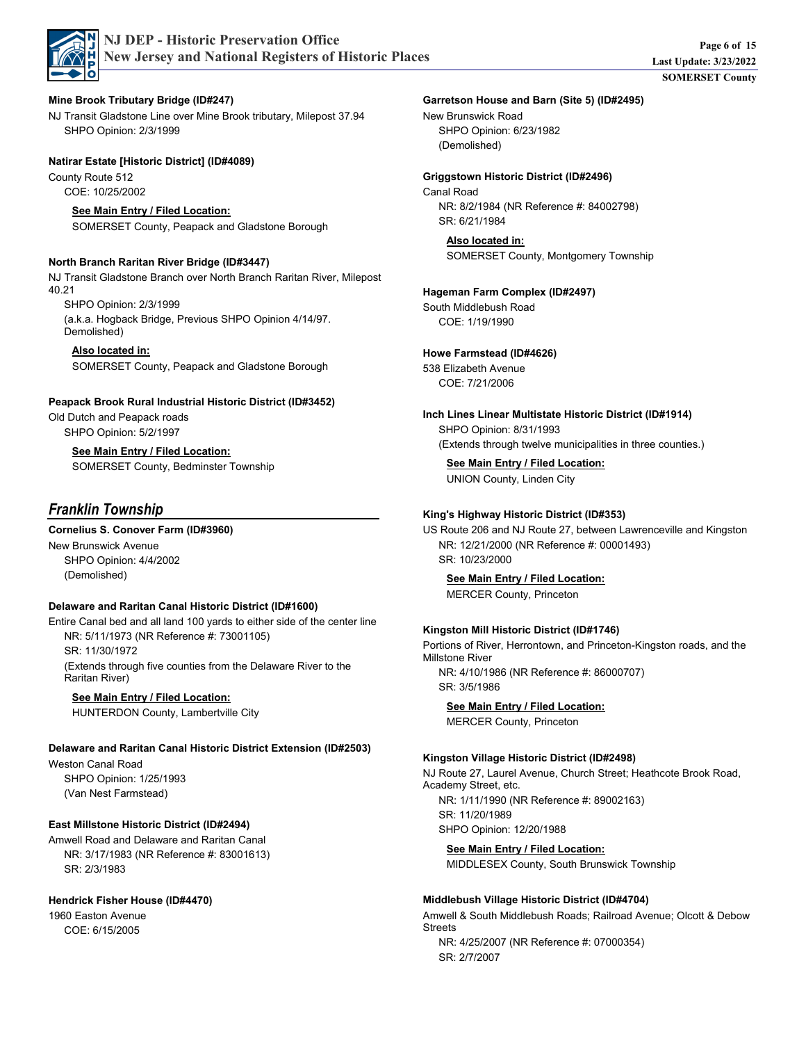**Mine Brook Tributary Bridge (ID#247)**

NJ Transit Gladstone Line over Mine Brook tributary, Milepost 37.94

SHPO Opinion: 2/3/1999

**Natirar Estate [Historic District] (ID#4089)**

County Route 512

COE: 10/25/2002

**See Main Entry / Filed Location:**

SOMERSET County, Peapack and Gladstone Borough

**North Branch Raritan River Bridge (ID#3447)**

NJ Transit Gladstone Branch over North Branch Raritan River, Milepost 40.21

SHPO Opinion: 2/3/1999

(a.k.a. Hogback Bridge, Previous SHPO Opinion 4/14/97. Demolished)

**Also located in:**

SOMERSET County, Peapack and Gladstone Borough

**Peapack Brook Rural Industrial Historic District (ID#3452)**

Old Dutch and Peapack roads

SHPO Opinion: 5/2/1997

**See Main Entry / Filed Location:**

SOMERSET County, Bedminster Township

## *Franklin Township*

**Cornelius S. Conover Farm (ID#3960)**

New Brunswick Avenue

SHPO Opinion: 4/4/2002

(Demolished)

**Delaware and Raritan Canal Historic District (ID#1600)**

Entire Canal bed and all land 100 yards to either side of the center line

NR: 5/11/1973 (NR Reference #: 73001105)

SR: 11/30/1972

(Extends through five counties from the Delaware River to the Raritan River)

**See Main Entry / Filed Location:**

HUNTERDON County, Lambertville City

**Delaware and Raritan Canal Historic District Extension (ID#2503)**

Weston Canal Road

SHPO Opinion: 1/25/1993

(Van Nest Farmstead)

**East Millstone Historic District (ID#2494)**

Amwell Road and Delaware and Raritan Canal

NR: 3/17/1983 (NR Reference #: 83001613)

SR: 2/3/1983

**Hendrick Fisher House (ID#4470)**

1960 Easton Avenue

COE: 6/15/2005

**Garretson House and Barn (Site 5) (ID#2495)**

New Brunswick Road

SHPO Opinion: 6/23/1982

(Demolished)

**Griggstown Historic District (ID#2496)**

Canal Road

NR: 8/2/1984 (NR Reference #: 84002798)

SR: 6/21/1984

**Also located in:**

SOMERSET County, Montgomery Township

**Hageman Farm Complex (ID#2497)**

South Middlebush Road

COE: 1/19/1990

**Howe Farmstead (ID#4626)**

538 Elizabeth Avenue

COE: 7/21/2006

**Inch Lines Linear Multistate Historic District (ID#1914)**

SHPO Opinion: 8/31/1993

(Extends through twelve municipalities in three counties.)

**See Main Entry / Filed Location:**

UNION County, Linden City

**King's Highway Historic District (ID#353)**

US Route 206 and NJ Route 27, between Lawrenceville and Kingston

NR: 12/21/2000 (NR Reference #: 00001493)

SR: 10/23/2000

**See Main Entry / Filed Location:**

MERCER County, Princeton

**Kingston Mill Historic District (ID#1746)**

Portions of River, Herrontown, and Princeton-Kingston roads, and the Millstone River

NR: 4/10/1986 (NR Reference #: 86000707)

SR: 3/5/1986

**See Main Entry / Filed Location:**

MERCER County, Princeton

**Kingston Village Historic District (ID#2498)**

NJ Route 27, Laurel Avenue, Church Street; Heathcote Brook Road, Academy Street, etc.

NR: 1/11/1990 (NR Reference #: 89002163)

SR: 11/20/1989

SHPO Opinion: 12/20/1988

**See Main Entry / Filed Location:**

MIDDLESEX County, South Brunswick Township

**Middlebush Village Historic District (ID#4704)**

Amwell & South Middlebush Roads; Railroad Avenue; Olcott & Debow Streets

NR: 4/25/2007 (NR Reference #: 07000354)

SR: 2/7/2007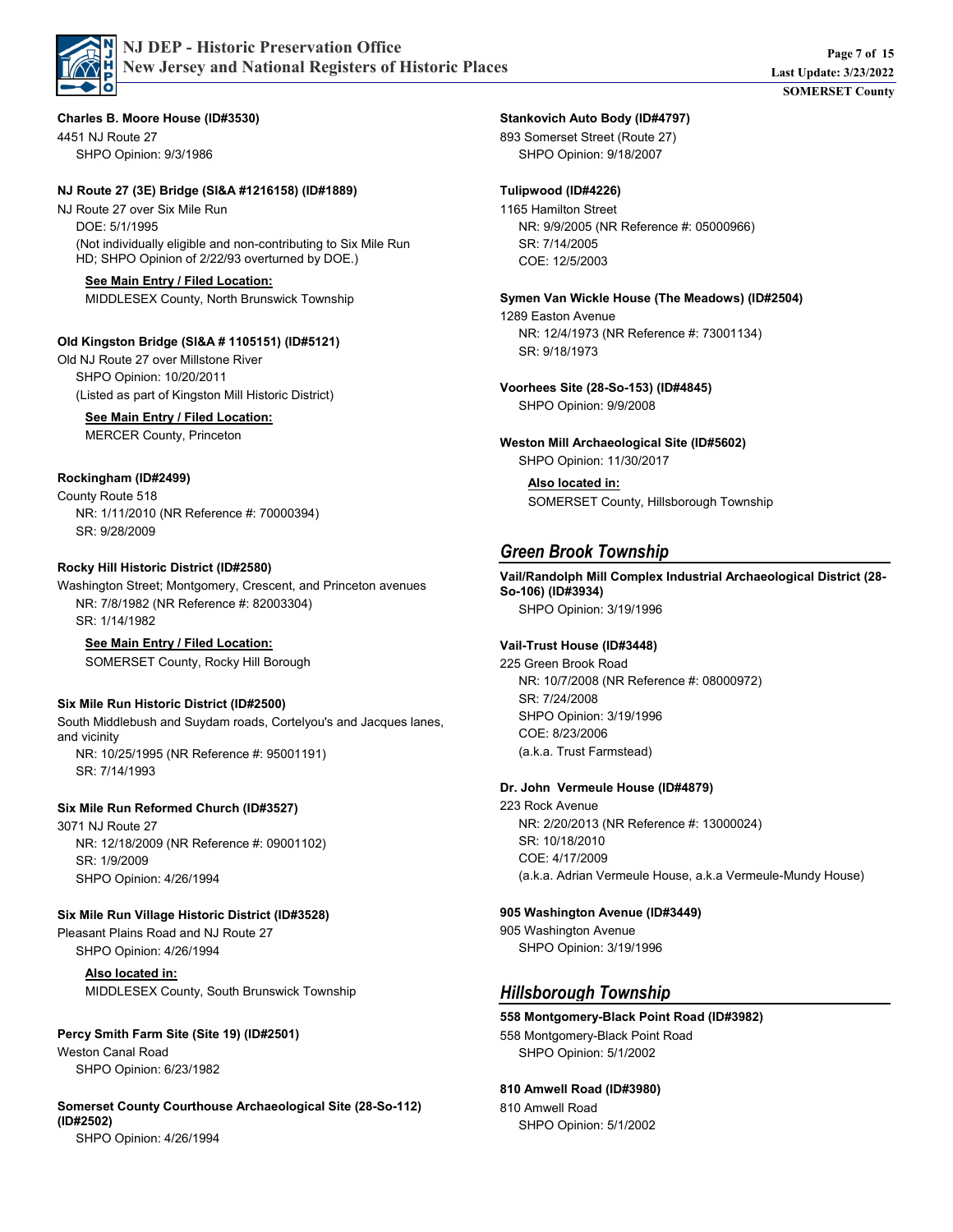**Charles B. Moore House (ID#3530)**

4451 NJ Route 27

SHPO Opinion: 9/3/1986

**NJ Route 27 (3E) Bridge (SI&A #1216158) (ID#1889)**

NJ Route 27 over Six Mile Run

DOE: 5/1/1995

(Not individually eligible and non-contributing to Six Mile Run HD; SHPO Opinion of 2/22/93 overturned by DOE.)

**See Main Entry / Filed Location:**

MIDDLESEX County, North Brunswick Township

**Old Kingston Bridge (SI&A # 1105151) (ID#5121)**

Old NJ Route 27 over Millstone River

SHPO Opinion: 10/20/2011

(Listed as part of Kingston Mill Historic District)

**See Main Entry / Filed Location:**

MERCER County, Princeton

**Rockingham (ID#2499)**

County Route 518

NR: 1/11/2010 (NR Reference #: 70000394)

SR: 9/28/2009

**Rocky Hill Historic District (ID#2580)**

Washington Street; Montgomery, Crescent, and Princeton avenues

NR: 7/8/1982 (NR Reference #: 82003304)

SR: 1/14/1982

**See Main Entry / Filed Location:**

SOMERSET County, Rocky Hill Borough

**Six Mile Run Historic District (ID#2500)**

South Middlebush and Suydam roads, Cortelyou's and Jacques lanes, and vicinity

NR: 10/25/1995 (NR Reference #: 95001191)

SR: 7/14/1993

**Six Mile Run Reformed Church (ID#3527)**

3071 NJ Route 27

NR: 12/18/2009 (NR Reference #: 09001102)

SR: 1/9/2009

SHPO Opinion: 4/26/1994

**Six Mile Run Village Historic District (ID#3528)**

Pleasant Plains Road and NJ Route 27

SHPO Opinion: 4/26/1994

**Also located in:**

MIDDLESEX County, South Brunswick Township

**Percy Smith Farm Site (Site 19) (ID#2501)**

Weston Canal Road

SHPO Opinion: 6/23/1982

**Somerset County Courthouse Archaeological Site (28-So-112) (ID#2502)**

SHPO Opinion: 4/26/1994

**Stankovich Auto Body (ID#4797)**

893 Somerset Street (Route 27)

SHPO Opinion: 9/18/2007

**Tulipwood (ID#4226)**

1165 Hamilton Street

NR: 9/9/2005 (NR Reference #: 05000966)

SR: 7/14/2005

COE: 12/5/2003

**Symen Van Wickle House (The Meadows) (ID#2504)**

1289 Easton Avenue

NR: 12/4/1973 (NR Reference #: 73001134)

SR: 9/18/1973

**Voorhees Site (28-So-153) (ID#4845)**

SHPO Opinion: 9/9/2008

**Weston Mill Archaeological Site (ID#5602)**

SHPO Opinion: 11/30/2017

**Also located in:**

SOMERSET County, Hillsborough Township

## Green Brook Township

**Vail/Randolph Mill Complex Industrial Archaeological District (28-So-106) (ID#3934)**

SHPO Opinion: 3/19/1996

**Vail-Trust House (ID#3448)**

225 Green Brook Road

NR: 10/7/2008 (NR Reference #: 08000972)

SR: 7/24/2008

SHPO Opinion: 3/19/1996

COE: 8/23/2006

(a.k.a. Trust Farmstead)

**Dr. John Vermeule House (ID#4879)**

223 Rock Avenue

NR: 2/20/2013 (NR Reference #: 13000024)

SR: 10/18/2010

COE: 4/17/2009

(a.k.a. Adrian Vermeule House, a.k.a Vermeule-Mundy House)

**905 Washington Avenue (ID#3449)**

905 Washington Avenue

SHPO Opinion: 3/19/1996

## Hillsborough Township

**558 Montgomery-Black Point Road (ID#3982)**

558 Montgomery-Black Point Road

SHPO Opinion: 5/1/2002

**810 Amwell Road (ID#3980)**

810 Amwell Road

SHPO Opinion: 5/1/2002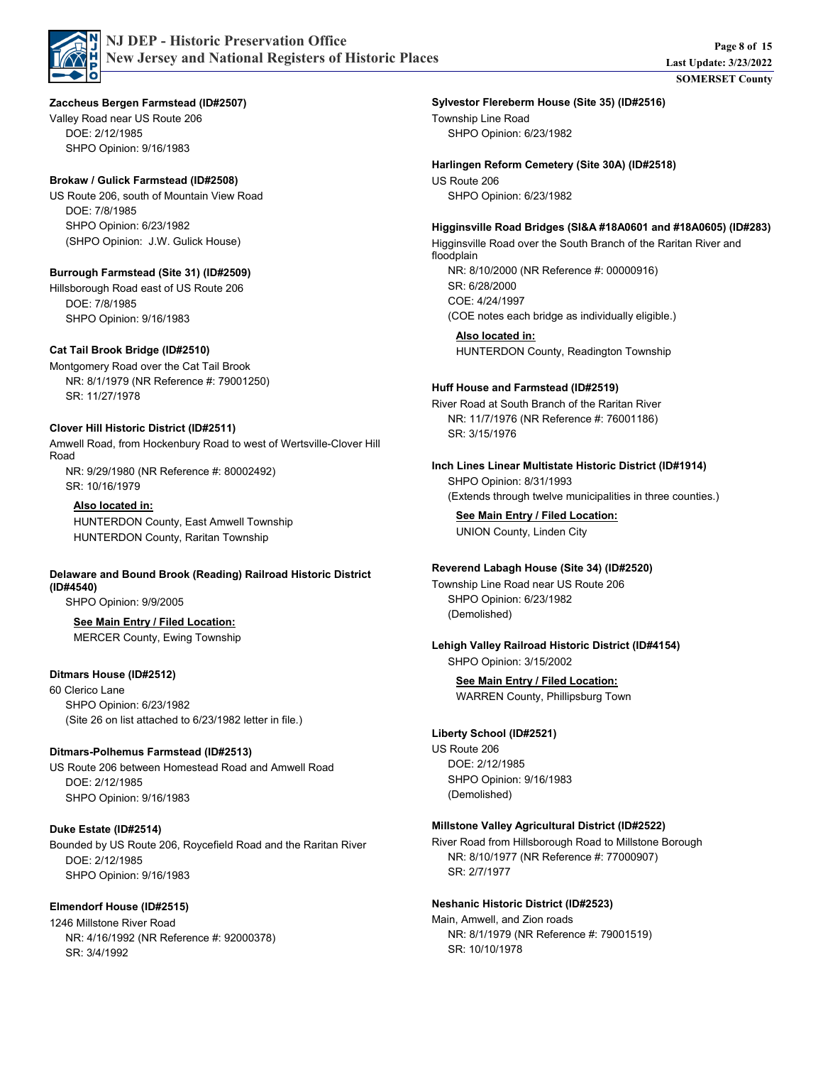**Zaccheus Bergen Farmstead (ID#2507)**

Valley Road near US Route 206

DOE: 2/12/1985
SHPO Opinion: 9/16/1983

**Brokaw / Gulick Farmstead (ID#2508)**

US Route 206, south of Mountain View Road

DOE: 7/8/1985
SHPO Opinion: 6/23/1982
(SHPO Opinion: J.W. Gulick House)

**Burrough Farmstead (Site 31) (ID#2509)**

Hillsborough Road east of US Route 206

DOE: 7/8/1985
SHPO Opinion: 9/16/1983

**Cat Tail Brook Bridge (ID#2510)**

Montgomery Road over the Cat Tail Brook

NR: 8/1/1979 (NR Reference #: 79001250)
SR: 11/27/1978

**Clover Hill Historic District (ID#2511)**

Amwell Road, from Hockenbury Road to west of Wertsville-Clover Hill Road

NR: 9/29/1980 (NR Reference #: 80002492)
SR: 10/16/1979

**Also located in:**
HUNTERDON County, East Amwell Township
HUNTERDON County, Raritan Township

**Delaware and Bound Brook (Reading) Railroad Historic District (ID#4540)**

SHPO Opinion: 9/9/2005

**See Main Entry / Filed Location:**
MERCER County, Ewing Township

**Ditmars House (ID#2512)**

60 Clerico Lane

SHPO Opinion: 6/23/1982
(Site 26 on list attached to 6/23/1982 letter in file.)

**Ditmars-Polhemus Farmstead (ID#2513)**

US Route 206 between Homestead Road and Amwell Road

DOE: 2/12/1985
SHPO Opinion: 9/16/1983

**Duke Estate (ID#2514)**

Bounded by US Route 206, Roycefield Road and the Raritan River

DOE: 2/12/1985
SHPO Opinion: 9/16/1983

**Elmendorf House (ID#2515)**

1246 Millstone River Road

NR: 4/16/1992 (NR Reference #: 92000378)
SR: 3/4/1992

**Sylvestor Flereberm House (Site 35) (ID#2516)**

Township Line Road

SHPO Opinion: 6/23/1982

**Harlingen Reform Cemetery (Site 30A) (ID#2518)**

US Route 206

SHPO Opinion: 6/23/1982

**Higginsville Road Bridges (SI&A #18A0601 and #18A0605) (ID#283)**

Higginsville Road over the South Branch of the Raritan River and floodplain

NR: 8/10/2000 (NR Reference #: 00000916)
SR: 6/28/2000
COE: 4/24/1997
(COE notes each bridge as individually eligible.)

**Also located in:**
HUNTERDON County, Readington Township

**Huff House and Farmstead (ID#2519)**

River Road at South Branch of the Raritan River

NR: 11/7/1976 (NR Reference #: 76001186)
SR: 3/15/1976

**Inch Lines Linear Multistate Historic District (ID#1914)**

SHPO Opinion: 8/31/1993
(Extends through twelve municipalities in three counties.)

**See Main Entry / Filed Location:**
UNION County, Linden City

**Reverend Labagh House (Site 34) (ID#2520)**

Township Line Road near US Route 206

SHPO Opinion: 6/23/1982
(Demolished)

**Lehigh Valley Railroad Historic District (ID#4154)**

SHPO Opinion: 3/15/2002

**See Main Entry / Filed Location:**
WARREN County, Phillipsburg Town

**Liberty School (ID#2521)**

US Route 206

DOE: 2/12/1985
SHPO Opinion: 9/16/1983
(Demolished)

**Millstone Valley Agricultural District (ID#2522)**

River Road from Hillsborough Road to Millstone Borough

NR: 8/10/1977 (NR Reference #: 77000907)
SR: 2/7/1977

**Neshanic Historic District (ID#2523)**

Main, Amwell, and Zion roads

NR: 8/1/1979 (NR Reference #: 79001519)
SR: 10/10/1978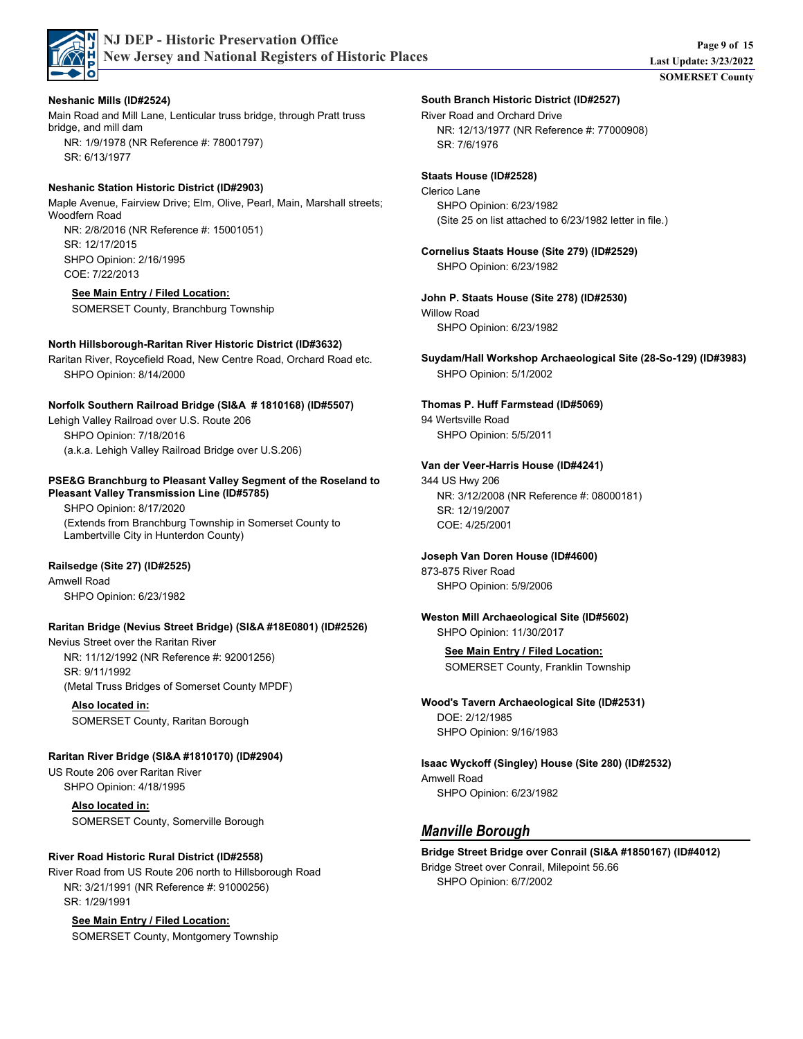**Neshanic Mills (ID#2524)**

Main Road and Mill Lane, Lenticular truss bridge, through Pratt truss bridge, and mill dam

NR: 1/9/1978 (NR Reference #: 78001797)
SR: 6/13/1977

**Neshanic Station Historic District (ID#2903)**

Maple Avenue, Fairview Drive; Elm, Olive, Pearl, Main, Marshall streets; Woodfern Road

NR: 2/8/2016 (NR Reference #: 15001051)
SR: 12/17/2015
SHPO Opinion: 2/16/1995
COE: 7/22/2013

**See Main Entry / Filed Location:**
SOMERSET County, Branchburg Township

**North Hillsborough-Raritan River Historic District (ID#3632)**

Raritan River, Roycefield Road, New Centre Road, Orchard Road etc.

SHPO Opinion: 8/14/2000

**Norfolk Southern Railroad Bridge (SI&A # 1810168) (ID#5507)**

Lehigh Valley Railroad over U.S. Route 206

SHPO Opinion: 7/18/2016
(a.k.a. Lehigh Valley Railroad Bridge over U.S.206)

**PSE&G Branchburg to Pleasant Valley Segment of the Roseland to Pleasant Valley Transmission Line (ID#5785)**

SHPO Opinion: 8/17/2020
(Extends from Branchburg Township in Somerset County to Lambertville City in Hunterdon County)

**Railsedge (Site 27) (ID#2525)**

Amwell Road

SHPO Opinion: 6/23/1982

**Raritan Bridge (Nevius Street Bridge) (SI&A #18E0801) (ID#2526)**

Nevius Street over the Raritan River

NR: 11/12/1992 (NR Reference #: 92001256)
SR: 9/11/1992
(Metal Truss Bridges of Somerset County MPDF)

**Also located in:**
SOMERSET County, Raritan Borough

**Raritan River Bridge (SI&A #1810170) (ID#2904)**

US Route 206 over Raritan River

SHPO Opinion: 4/18/1995

**Also located in:**
SOMERSET County, Somerville Borough

**River Road Historic Rural District (ID#2558)**

River Road from US Route 206 north to Hillsborough Road

NR: 3/21/1991 (NR Reference #: 91000256)
SR: 1/29/1991

**See Main Entry / Filed Location:**
SOMERSET County, Montgomery Township

**South Branch Historic District (ID#2527)**

River Road and Orchard Drive

NR: 12/13/1977 (NR Reference #: 77000908)
SR: 7/6/1976

**Staats House (ID#2528)**

Clerico Lane

SHPO Opinion: 6/23/1982
(Site 25 on list attached to 6/23/1982 letter in file.)

**Cornelius Staats House (Site 279) (ID#2529)**

SHPO Opinion: 6/23/1982

**John P. Staats House (Site 278) (ID#2530)**

Willow Road

SHPO Opinion: 6/23/1982

**Suydam/Hall Workshop Archaeological Site (28-So-129) (ID#3983)**

SHPO Opinion: 5/1/2002

**Thomas P. Huff Farmstead (ID#5069)**

94 Wertsville Road

SHPO Opinion: 5/5/2011

**Van der Veer-Harris House (ID#4241)**

344 US Hwy 206

NR: 3/12/2008 (NR Reference #: 08000181)
SR: 12/19/2007
COE: 4/25/2001

**Joseph Van Doren House (ID#4600)**

873-875 River Road

SHPO Opinion: 5/9/2006

**Weston Mill Archaeological Site (ID#5602)**

SHPO Opinion: 11/30/2017

**See Main Entry / Filed Location:**
SOMERSET County, Franklin Township

**Wood's Tavern Archaeological Site (ID#2531)**

DOE: 2/12/1985
SHPO Opinion: 9/16/1983

**Isaac Wyckoff (Singley) House (Site 280) (ID#2532)**

Amwell Road

SHPO Opinion: 6/23/1982

## *Manville Borough*

**Bridge Street Bridge over Conrail (SI&A #1850167) (ID#4012)**

Bridge Street over Conrail, Milepoint 56.66

SHPO Opinion: 6/7/2002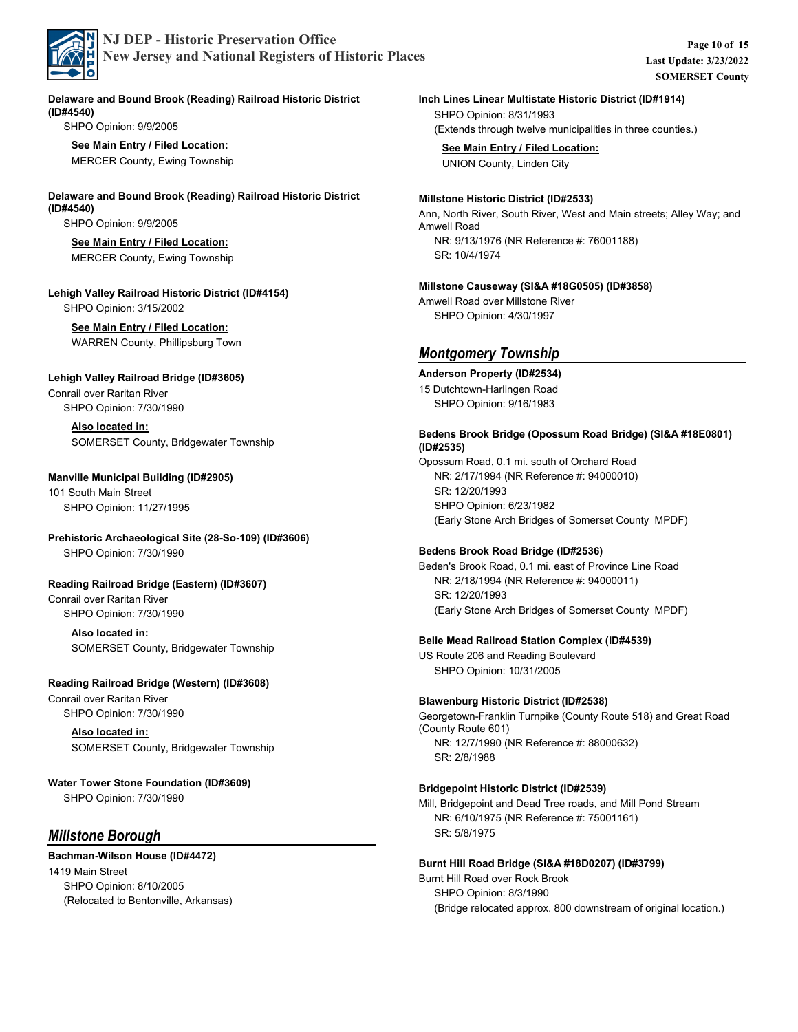**Delaware and Bound Brook (Reading) Railroad Historic District (ID#4540)**

SHPO Opinion: 9/9/2005

**See Main Entry / Filed Location:**

MERCER County, Ewing Township

**Delaware and Bound Brook (Reading) Railroad Historic District (ID#4540)**

SHPO Opinion: 9/9/2005

**See Main Entry / Filed Location:**

MERCER County, Ewing Township

**Lehigh Valley Railroad Historic District (ID#4154)**

SHPO Opinion: 3/15/2002

**See Main Entry / Filed Location:**

WARREN County, Phillipsburg Town

**Lehigh Valley Railroad Bridge (ID#3605)**

Conrail over Raritan River

SHPO Opinion: 7/30/1990

**Also located in:**

SOMERSET County, Bridgewater Township

**Manville Municipal Building (ID#2905)**

101 South Main Street

SHPO Opinion: 11/27/1995

**Prehistoric Archaeological Site (28-So-109) (ID#3606)**

SHPO Opinion: 7/30/1990

**Reading Railroad Bridge (Eastern) (ID#3607)**

Conrail over Raritan River

SHPO Opinion: 7/30/1990

**Also located in:**

SOMERSET County, Bridgewater Township

**Reading Railroad Bridge (Western) (ID#3608)**

Conrail over Raritan River

SHPO Opinion: 7/30/1990

**Also located in:**

SOMERSET County, Bridgewater Township

**Water Tower Stone Foundation (ID#3609)**

SHPO Opinion: 7/30/1990

## *Millstone Borough*

**Bachman-Wilson House (ID#4472)**

1419 Main Street

SHPO Opinion: 8/10/2005

(Relocated to Bentonville, Arkansas)

**Inch Lines Linear Multistate Historic District (ID#1914)**

SHPO Opinion: 8/31/1993

(Extends through twelve municipalities in three counties.)

**See Main Entry / Filed Location:**

UNION County, Linden City

**Millstone Historic District (ID#2533)**

Ann, North River, South River, West and Main streets; Alley Way; and Amwell Road

NR: 9/13/1976 (NR Reference #: 76001188)

SR: 10/4/1974

**Millstone Causeway (SI&A #18G0505) (ID#3858)**

Amwell Road over Millstone River

SHPO Opinion: 4/30/1997

## *Montgomery Township*

**Anderson Property (ID#2534)**

15 Dutchtown-Harlingen Road

SHPO Opinion: 9/16/1983

**Bedens Brook Bridge (Opossum Road Bridge) (SI&A #18E0801) (ID#2535)**

Opossum Road, 0.1 mi. south of Orchard Road

NR: 2/17/1994 (NR Reference #: 94000010)

SR: 12/20/1993

SHPO Opinion: 6/23/1982

(Early Stone Arch Bridges of Somerset County MPDF)

**Bedens Brook Road Bridge (ID#2536)**

Beden's Brook Road, 0.1 mi. east of Province Line Road

NR: 2/18/1994 (NR Reference #: 94000011)

SR: 12/20/1993

(Early Stone Arch Bridges of Somerset County MPDF)

**Belle Mead Railroad Station Complex (ID#4539)**

US Route 206 and Reading Boulevard

SHPO Opinion: 10/31/2005

**Blawenburg Historic District (ID#2538)**

Georgetown-Franklin Turnpike (County Route 518) and Great Road (County Route 601)

NR: 12/7/1990 (NR Reference #: 88000632)

SR: 2/8/1988

**Bridgepoint Historic District (ID#2539)**

Mill, Bridgepoint and Dead Tree roads, and Mill Pond Stream

NR: 6/10/1975 (NR Reference #: 75001161)

SR: 5/8/1975

**Burnt Hill Road Bridge (SI&A #18D0207) (ID#3799)**

Burnt Hill Road over Rock Brook

SHPO Opinion: 8/3/1990

(Bridge relocated approx. 800 downstream of original location.)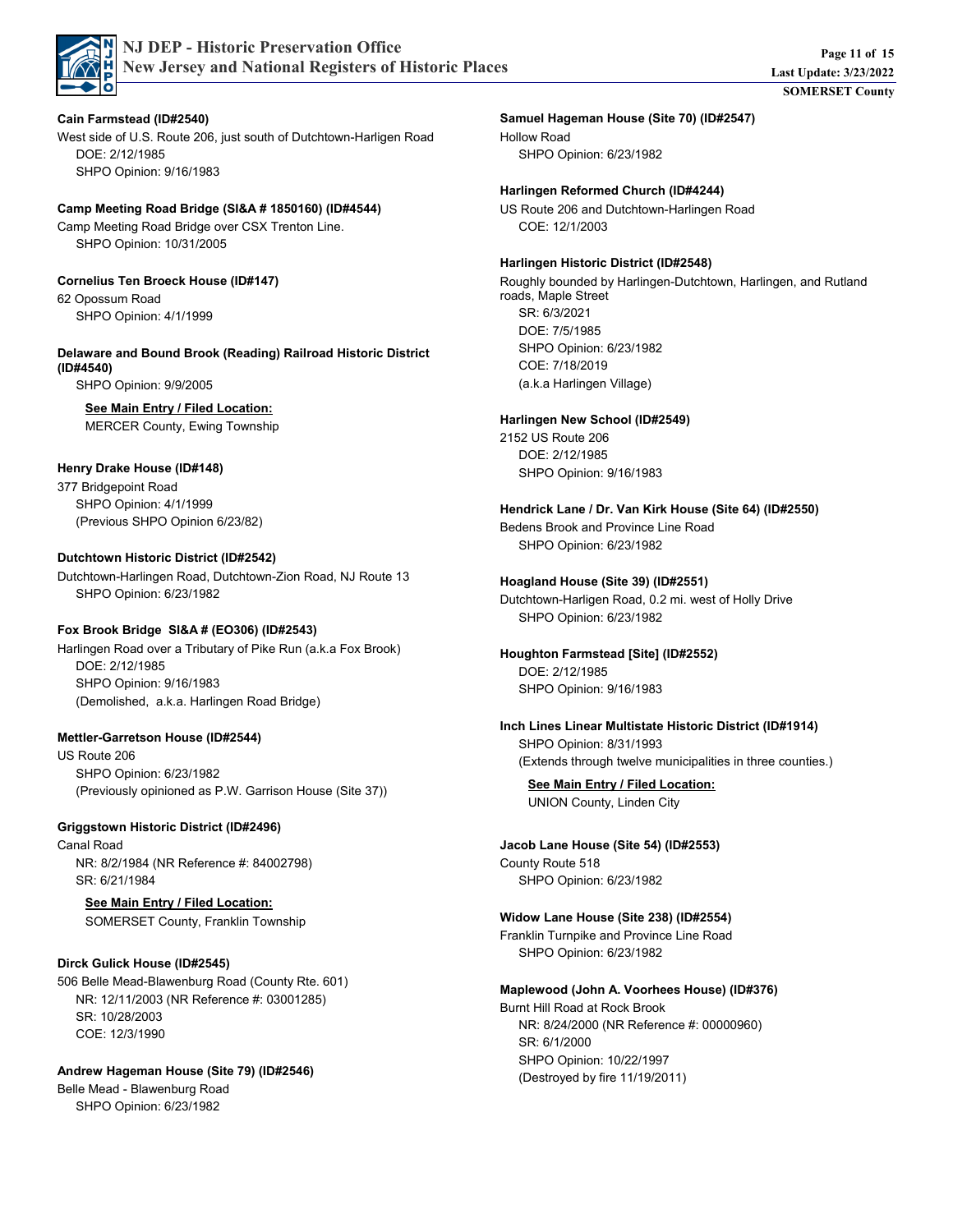**Cain Farmstead (ID#2540)**
West side of U.S. Route 206, just south of Dutchtown-Harligen Road
DOE: 2/12/1985
SHPO Opinion: 9/16/1983

**Camp Meeting Road Bridge (SI&A # 1850160) (ID#4544)**
Camp Meeting Road Bridge over CSX Trenton Line.
SHPO Opinion: 10/31/2005

**Cornelius Ten Broeck House (ID#147)**
62 Opossum Road
SHPO Opinion: 4/1/1999

**Delaware and Bound Brook (Reading) Railroad Historic District (ID#4540)**
SHPO Opinion: 9/9/2005

**See Main Entry / Filed Location:**
MERCER County, Ewing Township

**Henry Drake House (ID#148)**
377 Bridgepoint Road
SHPO Opinion: 4/1/1999
(Previous SHPO Opinion 6/23/82)

**Dutchtown Historic District (ID#2542)**
Dutchtown-Harlingen Road, Dutchtown-Zion Road, NJ Route 13
SHPO Opinion: 6/23/1982

**Fox Brook Bridge SI&A # (EO306) (ID#2543)**
Harlingen Road over a Tributary of Pike Run (a.k.a Fox Brook)
DOE: 2/12/1985
SHPO Opinion: 9/16/1983
(Demolished, a.k.a. Harlingen Road Bridge)

**Mettler-Garretson House (ID#2544)**
US Route 206
SHPO Opinion: 6/23/1982
(Previously opinioned as P.W. Garrison House (Site 37))

**Griggstown Historic District (ID#2496)**
Canal Road
NR: 8/2/1984 (NR Reference #: 84002798)
SR: 6/21/1984

**See Main Entry / Filed Location:**
SOMERSET County, Franklin Township

**Dirck Gulick House (ID#2545)**
506 Belle Mead-Blawenburg Road (County Rte. 601)
NR: 12/11/2003 (NR Reference #: 03001285)
SR: 10/28/2003
COE: 12/3/1990

**Andrew Hageman House (Site 79) (ID#2546)**
Belle Mead - Blawenburg Road
SHPO Opinion: 6/23/1982

**Samuel Hageman House (Site 70) (ID#2547)**
Hollow Road
SHPO Opinion: 6/23/1982

**Harlingen Reformed Church (ID#4244)**
US Route 206 and Dutchtown-Harlingen Road
COE: 12/1/2003

**Harlingen Historic District (ID#2548)**
Roughly bounded by Harlingen-Dutchtown, Harlingen, and Rutland roads, Maple Street
SR: 6/3/2021
DOE: 7/5/1985
SHPO Opinion: 6/23/1982
COE: 7/18/2019
(a.k.a Harlingen Village)

**Harlingen New School (ID#2549)**
2152 US Route 206
DOE: 2/12/1985
SHPO Opinion: 9/16/1983

**Hendrick Lane / Dr. Van Kirk House (Site 64) (ID#2550)**
Bedens Brook and Province Line Road
SHPO Opinion: 6/23/1982

**Hoagland House (Site 39) (ID#2551)**
Dutchtown-Harligen Road, 0.2 mi. west of Holly Drive
SHPO Opinion: 6/23/1982

**Houghton Farmstead [Site] (ID#2552)**
DOE: 2/12/1985
SHPO Opinion: 9/16/1983

**Inch Lines Linear Multistate Historic District (ID#1914)**
SHPO Opinion: 8/31/1993
(Extends through twelve municipalities in three counties.)

**See Main Entry / Filed Location:**
UNION County, Linden City

**Jacob Lane House (Site 54) (ID#2553)**
County Route 518
SHPO Opinion: 6/23/1982

**Widow Lane House (Site 238) (ID#2554)**
Franklin Turnpike and Province Line Road
SHPO Opinion: 6/23/1982

**Maplewood (John A. Voorhees House) (ID#376)**
Burnt Hill Road at Rock Brook
NR: 8/24/2000 (NR Reference #: 00000960)
SR: 6/1/2000
SHPO Opinion: 10/22/1997
(Destroyed by fire 11/19/2011)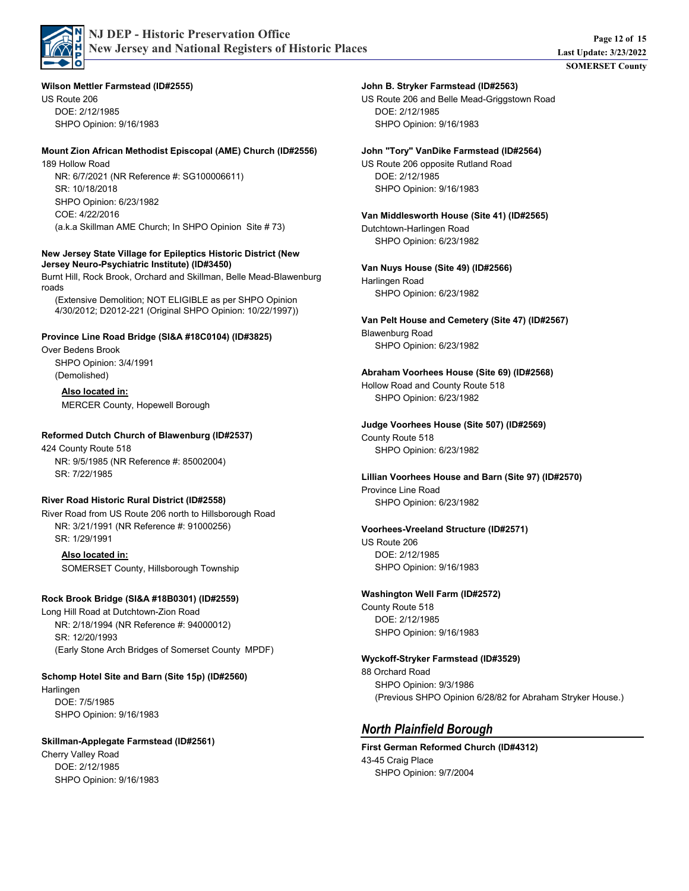**Wilson Mettler Farmstead (ID#2555)**

US Route 206

DOE: 2/12/1985

SHPO Opinion: 9/16/1983

**Mount Zion African Methodist Episcopal (AME) Church (ID#2556)**

189 Hollow Road

NR: 6/7/2021 (NR Reference #: SG100006611)

SR: 10/18/2018

SHPO Opinion: 6/23/1982

COE: 4/22/2016

(a.k.a Skillman AME Church; In SHPO Opinion Site # 73)

**New Jersey State Village for Epileptics Historic District (New Jersey Neuro-Psychiatric Institute) (ID#3450)**

Burnt Hill, Rock Brook, Orchard and Skillman, Belle Mead-Blawenburg roads

(Extensive Demolition; NOT ELIGIBLE as per SHPO Opinion 4/30/2012; D2012-221 (Original SHPO Opinion: 10/22/1997))

**Province Line Road Bridge (SI&A #18C0104) (ID#3825)**

Over Bedens Brook

SHPO Opinion: 3/4/1991

(Demolished)

**Also located in:**

MERCER County, Hopewell Borough

**Reformed Dutch Church of Blawenburg (ID#2537)**

424 County Route 518

NR: 9/5/1985 (NR Reference #: 85002004)

SR: 7/22/1985

**River Road Historic Rural District (ID#2558)**

River Road from US Route 206 north to Hillsborough Road

NR: 3/21/1991 (NR Reference #: 91000256)

SR: 1/29/1991

**Also located in:**

SOMERSET County, Hillsborough Township

**Rock Brook Bridge (SI&A #18B0301) (ID#2559)**

Long Hill Road at Dutchtown-Zion Road

NR: 2/18/1994 (NR Reference #: 94000012)

SR: 12/20/1993

(Early Stone Arch Bridges of Somerset County MPDF)

**Schomp Hotel Site and Barn (Site 15p) (ID#2560)**

Harlingen

DOE: 7/5/1985

SHPO Opinion: 9/16/1983

**Skillman-Applegate Farmstead (ID#2561)**

Cherry Valley Road

DOE: 2/12/1985

SHPO Opinion: 9/16/1983

**John B. Stryker Farmstead (ID#2563)**

US Route 206 and Belle Mead-Griggstown Road

DOE: 2/12/1985

SHPO Opinion: 9/16/1983

**John "Tory" VanDike Farmstead (ID#2564)**

US Route 206 opposite Rutland Road

DOE: 2/12/1985

SHPO Opinion: 9/16/1983

**Van Middlesworth House (Site 41) (ID#2565)**

Dutchtown-Harlingen Road

SHPO Opinion: 6/23/1982

**Van Nuys House (Site 49) (ID#2566)**

Harlingen Road

SHPO Opinion: 6/23/1982

**Van Pelt House and Cemetery (Site 47) (ID#2567)**

Blawenburg Road

SHPO Opinion: 6/23/1982

**Abraham Voorhees House (Site 69) (ID#2568)**

Hollow Road and County Route 518

SHPO Opinion: 6/23/1982

**Judge Voorhees House (Site 507) (ID#2569)**

County Route 518

SHPO Opinion: 6/23/1982

**Lillian Voorhees House and Barn (Site 97) (ID#2570)**

Province Line Road

SHPO Opinion: 6/23/1982

**Voorhees-Vreeland Structure (ID#2571)**

US Route 206

DOE: 2/12/1985

SHPO Opinion: 9/16/1983

**Washington Well Farm (ID#2572)**

County Route 518

DOE: 2/12/1985

SHPO Opinion: 9/16/1983

**Wyckoff-Stryker Farmstead (ID#3529)**

88 Orchard Road

SHPO Opinion: 9/3/1986

(Previous SHPO Opinion 6/28/82 for Abraham Stryker House.)

## *North Plainfield Borough*

**First German Reformed Church (ID#4312)**

43-45 Craig Place

SHPO Opinion: 9/7/2004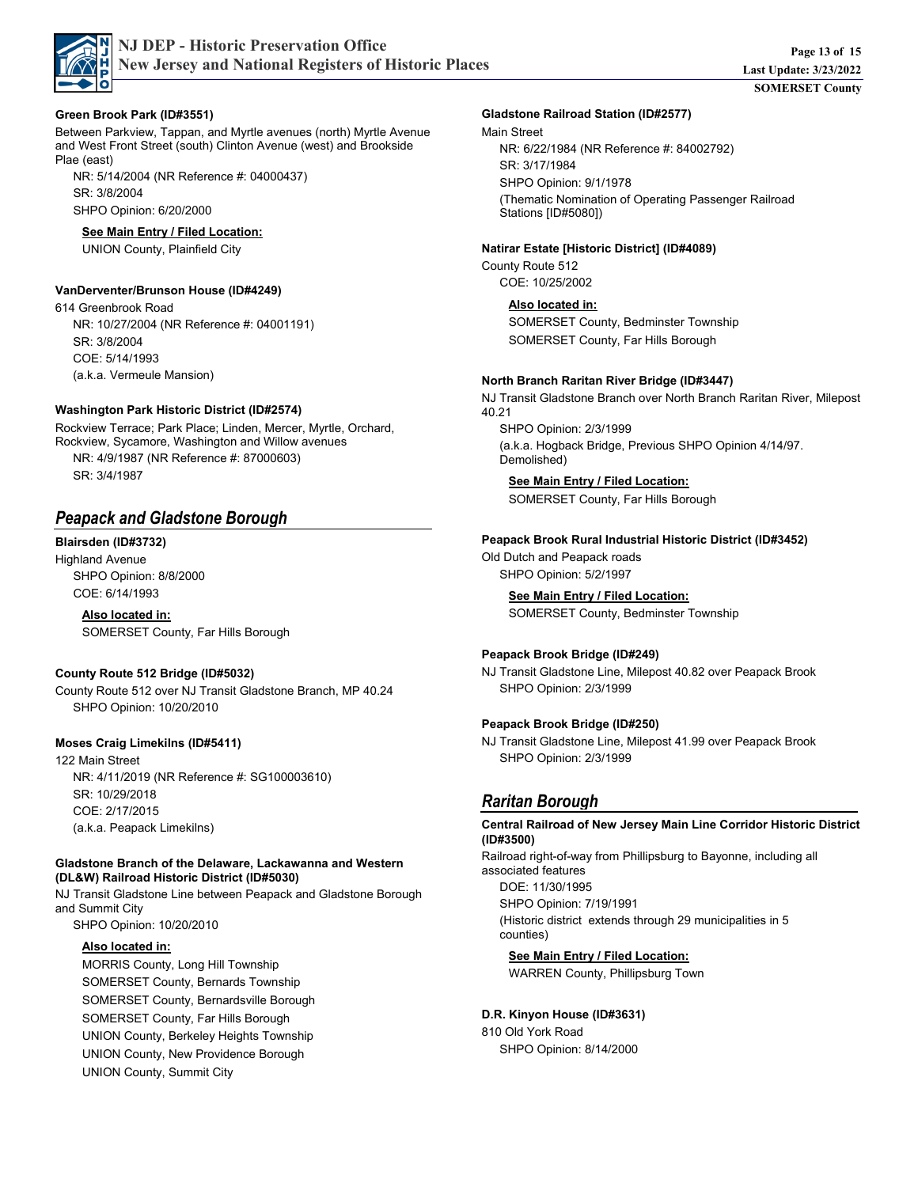**Green Brook Park (ID#3551)**

Between Parkview, Tappan, and Myrtle avenues (north) Myrtle Avenue and West Front Street (south) Clinton Avenue (west) and Brookside Plae (east)

NR: 5/14/2004 (NR Reference #: 04000437)
SR: 3/8/2004
SHPO Opinion: 6/20/2000

**See Main Entry / Filed Location:**
UNION County, Plainfield City

**VanDerventer/Brunson House (ID#4249)**

614 Greenbrook Road

NR: 10/27/2004 (NR Reference #: 04001191)
SR: 3/8/2004
COE: 5/14/1993
(a.k.a. Vermeule Mansion)

**Washington Park Historic District (ID#2574)**

Rockview Terrace; Park Place; Linden, Mercer, Myrtle, Orchard, Rockview, Sycamore, Washington and Willow avenues

NR: 4/9/1987 (NR Reference #: 87000603)
SR: 3/4/1987

## Peapack and Gladstone Borough

**Blairsden (ID#3732)**

Highland Avenue

SHPO Opinion: 8/8/2000
COE: 6/14/1993

**Also located in:**
SOMERSET County, Far Hills Borough

**County Route 512 Bridge (ID#5032)**

County Route 512 over NJ Transit Gladstone Branch, MP 40.24

SHPO Opinion: 10/20/2010

**Moses Craig Limekilns (ID#5411)**

122 Main Street

NR: 4/11/2019 (NR Reference #: SG100003610)
SR: 10/29/2018
COE: 2/17/2015
(a.k.a. Peapack Limekilns)

**Gladstone Branch of the Delaware, Lackawanna and Western (DL&W) Railroad Historic District (ID#5030)**

NJ Transit Gladstone Line between Peapack and Gladstone Borough and Summit City

SHPO Opinion: 10/20/2010

**Also located in:**
MORRIS County, Long Hill Township
SOMERSET County, Bernards Township
SOMERSET County, Bernardsville Borough
SOMERSET County, Far Hills Borough
UNION County, Berkeley Heights Township
UNION County, New Providence Borough
UNION County, Summit City

**Gladstone Railroad Station (ID#2577)**

Main Street

NR: 6/22/1984 (NR Reference #: 84002792)
SR: 3/17/1984
SHPO Opinion: 9/1/1978
(Thematic Nomination of Operating Passenger Railroad Stations [ID#5080])

**Natirar Estate [Historic District] (ID#4089)**

County Route 512

COE: 10/25/2002

**Also located in:**
SOMERSET County, Bedminster Township
SOMERSET County, Far Hills Borough

**North Branch Raritan River Bridge (ID#3447)**

NJ Transit Gladstone Branch over North Branch Raritan River, Milepost 40.21

SHPO Opinion: 2/3/1999
(a.k.a. Hogback Bridge, Previous SHPO Opinion 4/14/97. Demolished)

**See Main Entry / Filed Location:**
SOMERSET County, Far Hills Borough

**Peapack Brook Rural Industrial Historic District (ID#3452)**

Old Dutch and Peapack roads

SHPO Opinion: 5/2/1997

**See Main Entry / Filed Location:**
SOMERSET County, Bedminster Township

**Peapack Brook Bridge (ID#249)**

NJ Transit Gladstone Line, Milepost 40.82 over Peapack Brook

SHPO Opinion: 2/3/1999

**Peapack Brook Bridge (ID#250)**

NJ Transit Gladstone Line, Milepost 41.99 over Peapack Brook

SHPO Opinion: 2/3/1999

## Raritan Borough

**Central Railroad of New Jersey Main Line Corridor Historic District (ID#3500)**

Railroad right-of-way from Phillipsburg to Bayonne, including all associated features

DOE: 11/30/1995
SHPO Opinion: 7/19/1991
(Historic district extends through 29 municipalities in 5 counties)

**See Main Entry / Filed Location:**
WARREN County, Phillipsburg Town

**D.R. Kinyon House (ID#3631)**

810 Old York Road

SHPO Opinion: 8/14/2000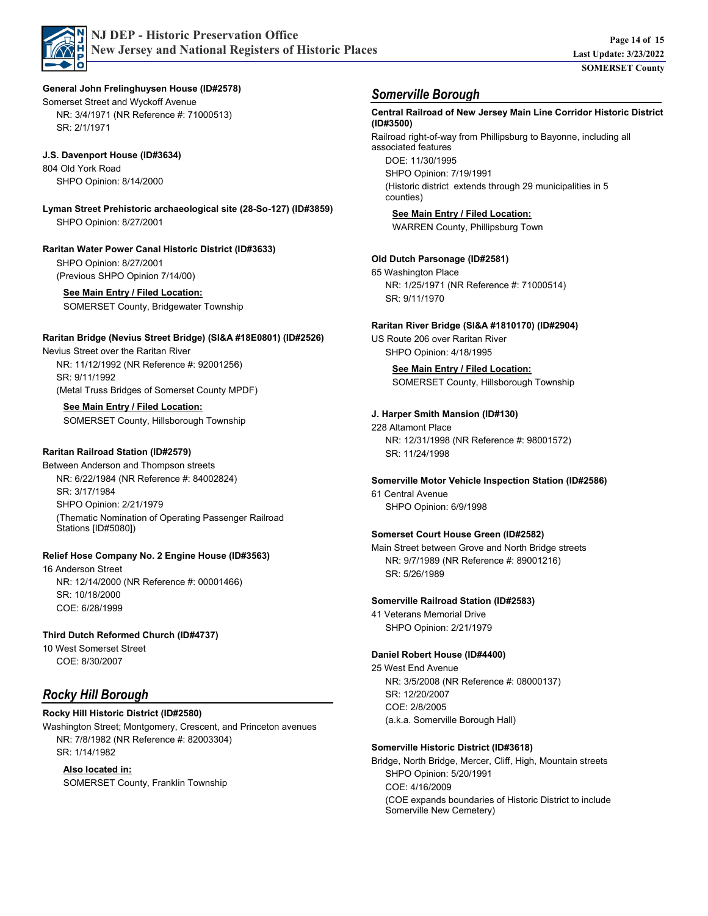**General John Frelinghuysen House (ID#2578)**
Somerset Street and Wyckoff Avenue
NR: 3/4/1971 (NR Reference #: 71000513)
SR: 2/1/1971

**J.S. Davenport House (ID#3634)**
804 Old York Road
SHPO Opinion: 8/14/2000

**Lyman Street Prehistoric archaeological site (28-So-127) (ID#3859)**
SHPO Opinion: 8/27/2001

**Raritan Water Power Canal Historic District (ID#3633)**
SHPO Opinion: 8/27/2001
(Previous SHPO Opinion 7/14/00)

**See Main Entry / Filed Location:**
SOMERSET County, Bridgewater Township

**Raritan Bridge (Nevius Street Bridge) (SI&A #18E0801) (ID#2526)**
Nevius Street over the Raritan River
NR: 11/12/1992 (NR Reference #: 92001256)
SR: 9/11/1992
(Metal Truss Bridges of Somerset County MPDF)

**See Main Entry / Filed Location:**
SOMERSET County, Hillsborough Township

**Raritan Railroad Station (ID#2579)**
Between Anderson and Thompson streets
NR: 6/22/1984 (NR Reference #: 84002824)
SR: 3/17/1984
SHPO Opinion: 2/21/1979
(Thematic Nomination of Operating Passenger Railroad Stations [ID#5080])

**Relief Hose Company No. 2 Engine House (ID#3563)**
16 Anderson Street
NR: 12/14/2000 (NR Reference #: 00001466)
SR: 10/18/2000
COE: 6/28/1999

**Third Dutch Reformed Church (ID#4737)**
10 West Somerset Street
COE: 8/30/2007

## *Rocky Hill Borough*

**Rocky Hill Historic District (ID#2580)**
Washington Street; Montgomery, Crescent, and Princeton avenues
NR: 7/8/1982 (NR Reference #: 82003304)
SR: 1/14/1982

**Also located in:**
SOMERSET County, Franklin Township

## *Somerville Borough*

**Central Railroad of New Jersey Main Line Corridor Historic District (ID#3500)**
Railroad right-of-way from Phillipsburg to Bayonne, including all associated features
DOE: 11/30/1995
SHPO Opinion: 7/19/1991
(Historic district extends through 29 municipalities in 5 counties)

**See Main Entry / Filed Location:**
WARREN County, Phillipsburg Town

**Old Dutch Parsonage (ID#2581)**
65 Washington Place
NR: 1/25/1971 (NR Reference #: 71000514)
SR: 9/11/1970

**Raritan River Bridge (SI&A #1810170) (ID#2904)**
US Route 206 over Raritan River
SHPO Opinion: 4/18/1995

**See Main Entry / Filed Location:**
SOMERSET County, Hillsborough Township

**J. Harper Smith Mansion (ID#130)**
228 Altamont Place
NR: 12/31/1998 (NR Reference #: 98001572)
SR: 11/24/1998

**Somerville Motor Vehicle Inspection Station (ID#2586)**
61 Central Avenue
SHPO Opinion: 6/9/1998

**Somerset Court House Green (ID#2582)**
Main Street between Grove and North Bridge streets
NR: 9/7/1989 (NR Reference #: 89001216)
SR: 5/26/1989

**Somerville Railroad Station (ID#2583)**
41 Veterans Memorial Drive
SHPO Opinion: 2/21/1979

**Daniel Robert House (ID#4400)**
25 West End Avenue
NR: 3/5/2008 (NR Reference #: 08000137)
SR: 12/20/2007
COE: 2/8/2005
(a.k.a. Somerville Borough Hall)

**Somerville Historic District (ID#3618)**
Bridge, North Bridge, Mercer, Cliff, High, Mountain streets
SHPO Opinion: 5/20/1991
COE: 4/16/2009
(COE expands boundaries of Historic District to include Somerville New Cemetery)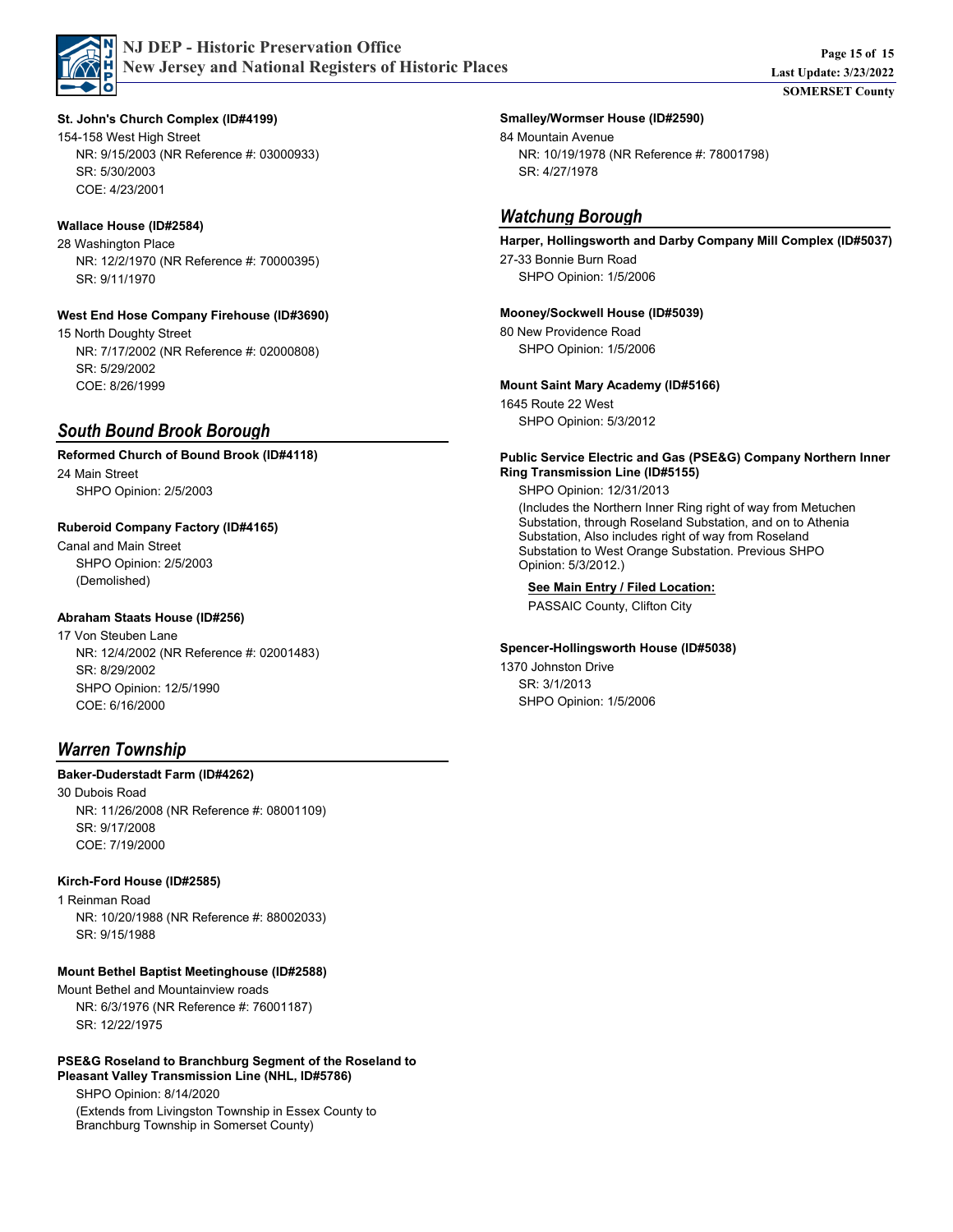**St. John's Church Complex (ID#4199)**

154-158 West High Street

NR: 9/15/2003 (NR Reference #: 03000933)
SR: 5/30/2003
COE: 4/23/2001

**Wallace House (ID#2584)**

28 Washington Place

NR: 12/2/1970 (NR Reference #: 70000395)
SR: 9/11/1970

**West End Hose Company Firehouse (ID#3690)**

15 North Doughty Street

NR: 7/17/2002 (NR Reference #: 02000808)
SR: 5/29/2002
COE: 8/26/1999

## *South Bound Brook Borough*

**Reformed Church of Bound Brook (ID#4118)**

24 Main Street

SHPO Opinion: 2/5/2003

**Ruberoid Company Factory (ID#4165)**

Canal and Main Street

SHPO Opinion: 2/5/2003
(Demolished)

**Abraham Staats House (ID#256)**

17 Von Steuben Lane

NR: 12/4/2002 (NR Reference #: 02001483)
SR: 8/29/2002
SHPO Opinion: 12/5/1990
COE: 6/16/2000

## *Warren Township*

**Baker-Duderstadt Farm (ID#4262)**

30 Dubois Road

NR: 11/26/2008 (NR Reference #: 08001109)
SR: 9/17/2008
COE: 7/19/2000

**Kirch-Ford House (ID#2585)**

1 Reinman Road

NR: 10/20/1988 (NR Reference #: 88002033)
SR: 9/15/1988

**Mount Bethel Baptist Meetinghouse (ID#2588)**

Mount Bethel and Mountainview roads

NR: 6/3/1976 (NR Reference #: 76001187)
SR: 12/22/1975

**PSE&G Roseland to Branchburg Segment of the Roseland to Pleasant Valley Transmission Line (NHL, ID#5786)**

SHPO Opinion: 8/14/2020
(Extends from Livingston Township in Essex County to Branchburg Township in Somerset County)

**Smalley/Wormser House (ID#2590)**

84 Mountain Avenue

NR: 10/19/1978 (NR Reference #: 78001798)
SR: 4/27/1978

## *Watchung Borough*

**Harper, Hollingsworth and Darby Company Mill Complex (ID#5037)**

27-33 Bonnie Burn Road

SHPO Opinion: 1/5/2006

**Mooney/Sockwell House (ID#5039)**

80 New Providence Road

SHPO Opinion: 1/5/2006

**Mount Saint Mary Academy (ID#5166)**

1645 Route 22 West

SHPO Opinion: 5/3/2012

**Public Service Electric and Gas (PSE&G) Company Northern Inner Ring Transmission Line (ID#5155)**

SHPO Opinion: 12/31/2013
(Includes the Northern Inner Ring right of way from Metuchen Substation, through Roseland Substation, and on to Athenia Substation, Also includes right of way from Roseland Substation to West Orange Substation. Previous SHPO Opinion: 5/3/2012.)

**See Main Entry / Filed Location:**
PASSAIC County, Clifton City

**Spencer-Hollingsworth House (ID#5038)**

1370 Johnston Drive

SR: 3/1/2013
SHPO Opinion: 1/5/2006